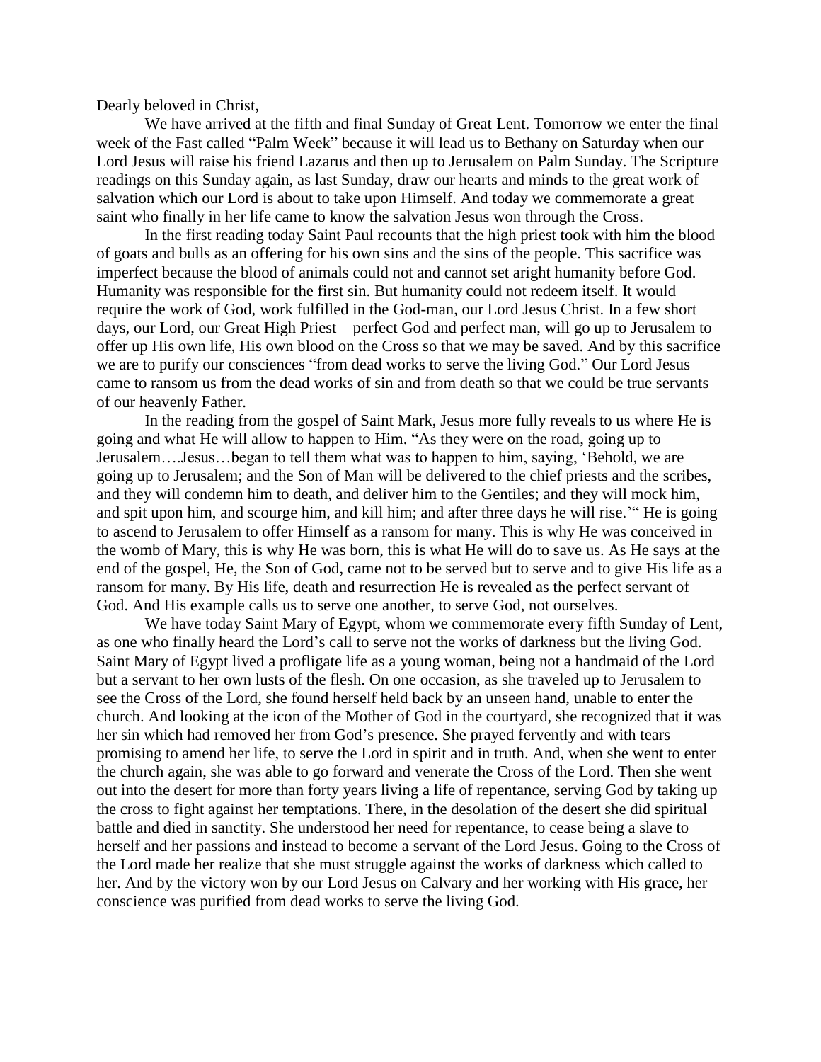Dearly beloved in Christ,

We have arrived at the fifth and final Sunday of Great Lent. Tomorrow we enter the final week of the Fast called "Palm Week" because it will lead us to Bethany on Saturday when our Lord Jesus will raise his friend Lazarus and then up to Jerusalem on Palm Sunday. The Scripture readings on this Sunday again, as last Sunday, draw our hearts and minds to the great work of salvation which our Lord is about to take upon Himself. And today we commemorate a great saint who finally in her life came to know the salvation Jesus won through the Cross.

In the first reading today Saint Paul recounts that the high priest took with him the blood of goats and bulls as an offering for his own sins and the sins of the people. This sacrifice was imperfect because the blood of animals could not and cannot set aright humanity before God. Humanity was responsible for the first sin. But humanity could not redeem itself. It would require the work of God, work fulfilled in the God-man, our Lord Jesus Christ. In a few short days, our Lord, our Great High Priest – perfect God and perfect man, will go up to Jerusalem to offer up His own life, His own blood on the Cross so that we may be saved. And by this sacrifice we are to purify our consciences "from dead works to serve the living God." Our Lord Jesus came to ransom us from the dead works of sin and from death so that we could be true servants of our heavenly Father.

In the reading from the gospel of Saint Mark, Jesus more fully reveals to us where He is going and what He will allow to happen to Him. "As they were on the road, going up to Jerusalem….Jesus…began to tell them what was to happen to him, saying, 'Behold, we are going up to Jerusalem; and the Son of Man will be delivered to the chief priests and the scribes, and they will condemn him to death, and deliver him to the Gentiles; and they will mock him, and spit upon him, and scourge him, and kill him; and after three days he will rise.'" He is going to ascend to Jerusalem to offer Himself as a ransom for many. This is why He was conceived in the womb of Mary, this is why He was born, this is what He will do to save us. As He says at the end of the gospel, He, the Son of God, came not to be served but to serve and to give His life as a ransom for many. By His life, death and resurrection He is revealed as the perfect servant of God. And His example calls us to serve one another, to serve God, not ourselves.

We have today Saint Mary of Egypt, whom we commemorate every fifth Sunday of Lent, as one who finally heard the Lord's call to serve not the works of darkness but the living God. Saint Mary of Egypt lived a profligate life as a young woman, being not a handmaid of the Lord but a servant to her own lusts of the flesh. On one occasion, as she traveled up to Jerusalem to see the Cross of the Lord, she found herself held back by an unseen hand, unable to enter the church. And looking at the icon of the Mother of God in the courtyard, she recognized that it was her sin which had removed her from God's presence. She prayed fervently and with tears promising to amend her life, to serve the Lord in spirit and in truth. And, when she went to enter the church again, she was able to go forward and venerate the Cross of the Lord. Then she went out into the desert for more than forty years living a life of repentance, serving God by taking up the cross to fight against her temptations. There, in the desolation of the desert she did spiritual battle and died in sanctity. She understood her need for repentance, to cease being a slave to herself and her passions and instead to become a servant of the Lord Jesus. Going to the Cross of the Lord made her realize that she must struggle against the works of darkness which called to her. And by the victory won by our Lord Jesus on Calvary and her working with His grace, her conscience was purified from dead works to serve the living God.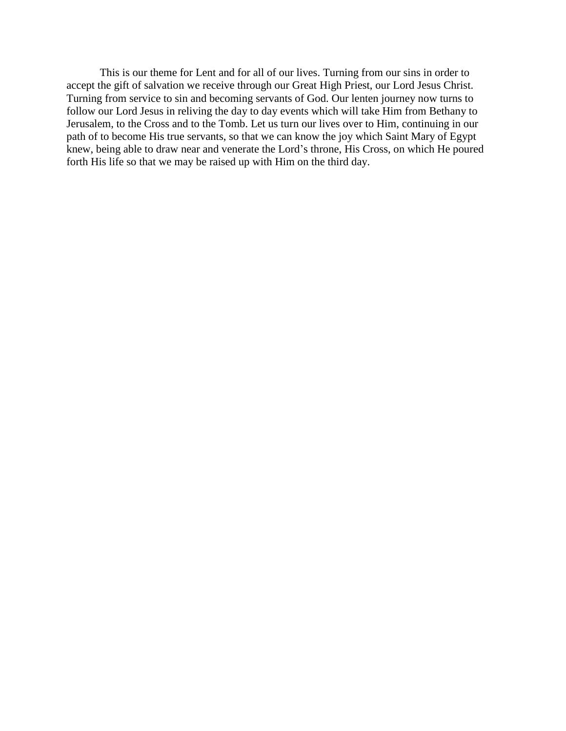This is our theme for Lent and for all of our lives. Turning from our sins in order to accept the gift of salvation we receive through our Great High Priest, our Lord Jesus Christ. Turning from service to sin and becoming servants of God. Our lenten journey now turns to follow our Lord Jesus in reliving the day to day events which will take Him from Bethany to Jerusalem, to the Cross and to the Tomb. Let us turn our lives over to Him, continuing in our path of to become His true servants, so that we can know the joy which Saint Mary of Egypt knew, being able to draw near and venerate the Lord's throne, His Cross, on which He poured forth His life so that we may be raised up with Him on the third day.